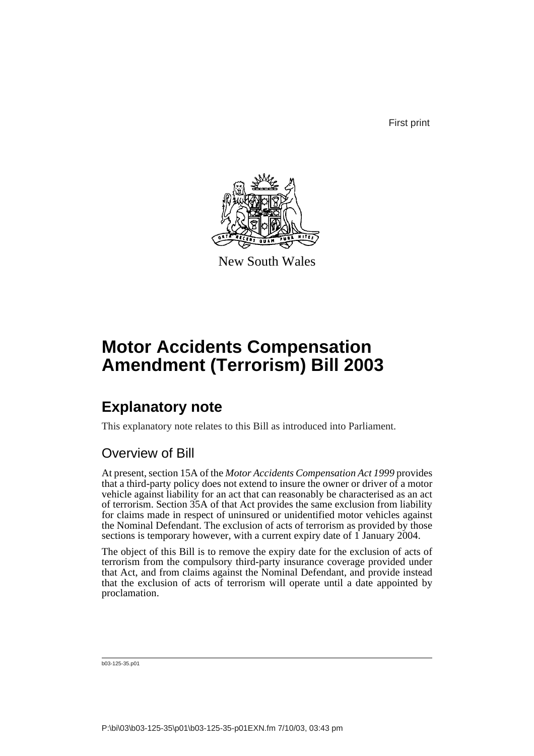First print

New South Wales

# Motor Accidents Compensation Amendment (Terrorism) Bill 2003

## Explanatory note

This explanatory note relates to this Bill as introduced into Parliament.

### Overview of Bill

At present, section 15A of the *Motor Accidents Compensation Act 1999* provides that a third-party policy does not extend to insure the owner or driver of a motor vehicle against liability for an act that can reasonably be characterised as an act of terrorism. Section 35A of that Act provides the same exclusion from liability for claims made in respect of uninsured or unidentified motor vehicles against the Nominal Defendant. The exclusion of acts of terrorism as provided by those sections is temporary however, with a current expiry date of 1 January 2004.

The object of this Bill is to remove the expiry date for the exclusion of acts of terrorism from the compulsory third-party insurance coverage provided under that Act, and from claims against the Nominal Defendant, and provide instead that the exclusion of acts of terrorism will operate until a date appointed by proclamation.

b03-125-35.p01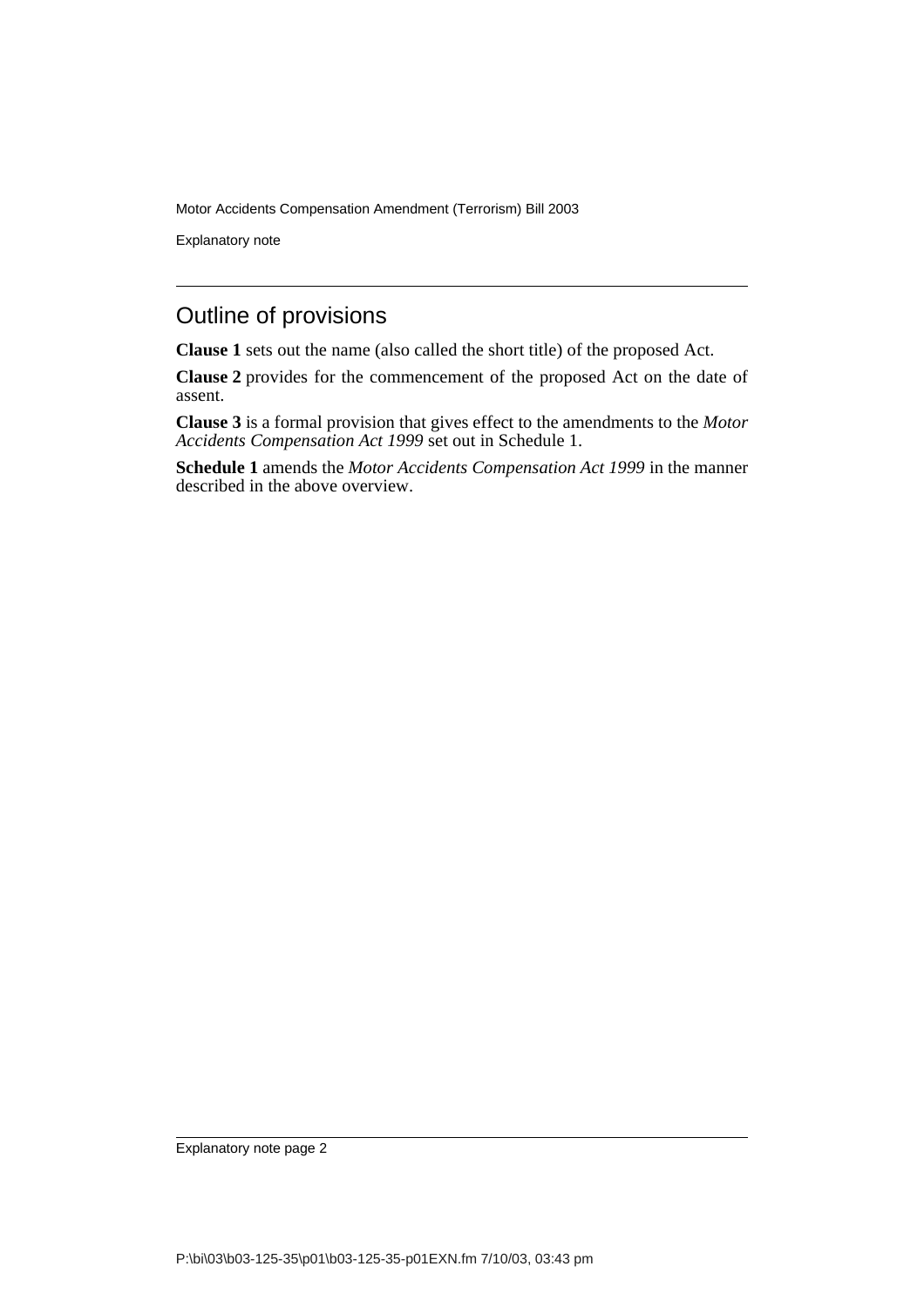## Outline of provisions

**Clause 1** sets out the name (also called the short title) of the proposed Act.

**Clause 2** provides for the commencement of the proposed Act on the date of assent.

**Clause 3** is a formal provision that gives effect to the amendments to the *Motor Accidents Compensation Act 1999* set out in Schedule 1.

**Schedule 1** amends the *Motor Accidents Compensation Act 1999* in the manner described in the above overview.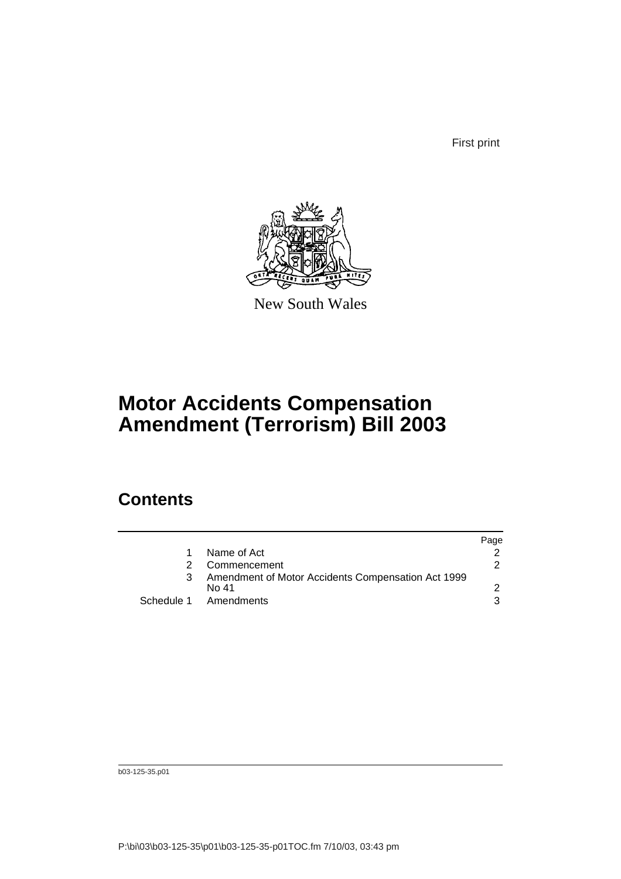First print

New South Wales

# Motor Accidents Compensation Amendment (Terrorism) Bill 2003

## Contents

| | | Page |
|---|---|---|
| 1 | Name of Act | 2 |
| 2 | Commencement | 2 |
| 3 | Amendment of Motor Accidents Compensation Act 1999 No 41 | 2 |
| Schedule 1 | Amendments | 3 |

b03-125-35.p01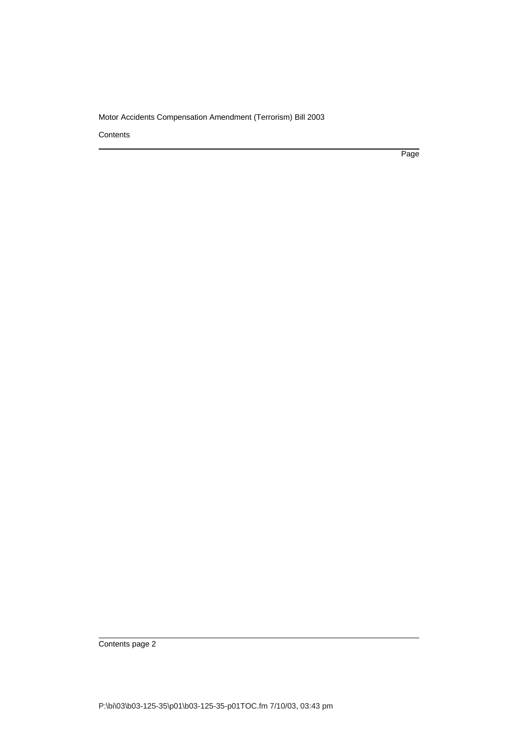Contents

Page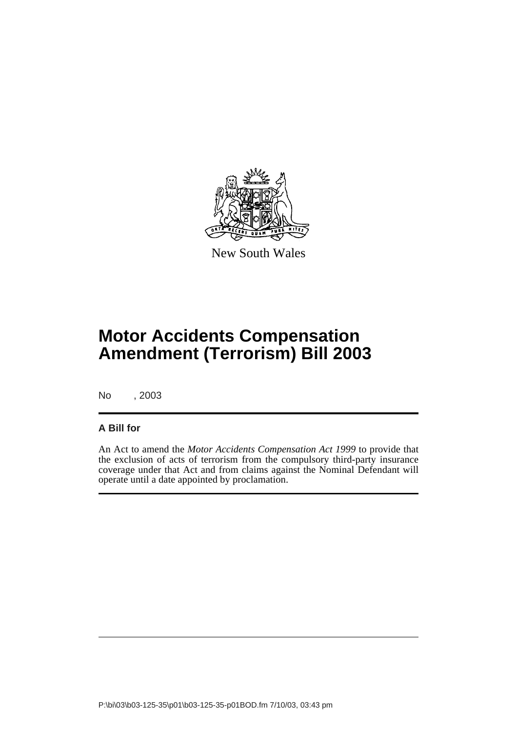New South Wales

# Motor Accidents Compensation Amendment (Terrorism) Bill 2003

No , 2003

**A Bill for**

An Act to amend the *Motor Accidents Compensation Act 1999* to provide that the exclusion of acts of terrorism from the compulsory third-party insurance coverage under that Act and from claims against the Nominal Defendant will operate until a date appointed by proclamation.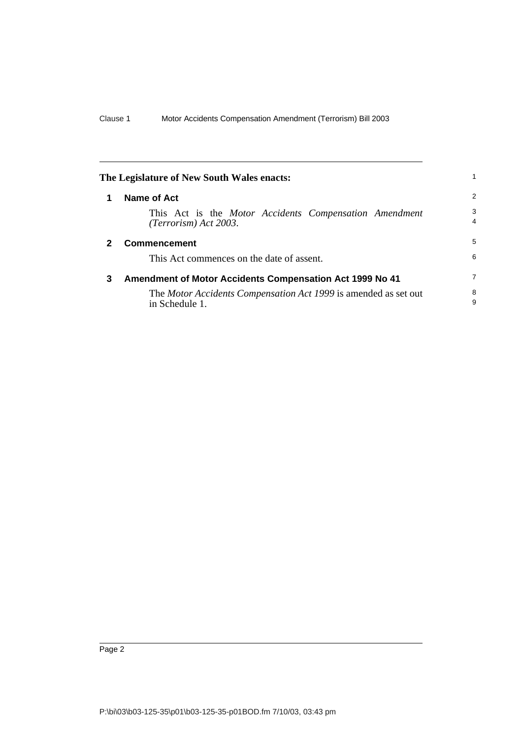**The Legislature of New South Wales enacts:**

## 1 Name of Act

This Act is the *Motor Accidents Compensation Amendment (Terrorism) Act 2003*.

## 2 Commencement

This Act commences on the date of assent.

## 3 Amendment of Motor Accidents Compensation Act 1999 No 41

The *Motor Accidents Compensation Act 1999* is amended as set out in Schedule 1.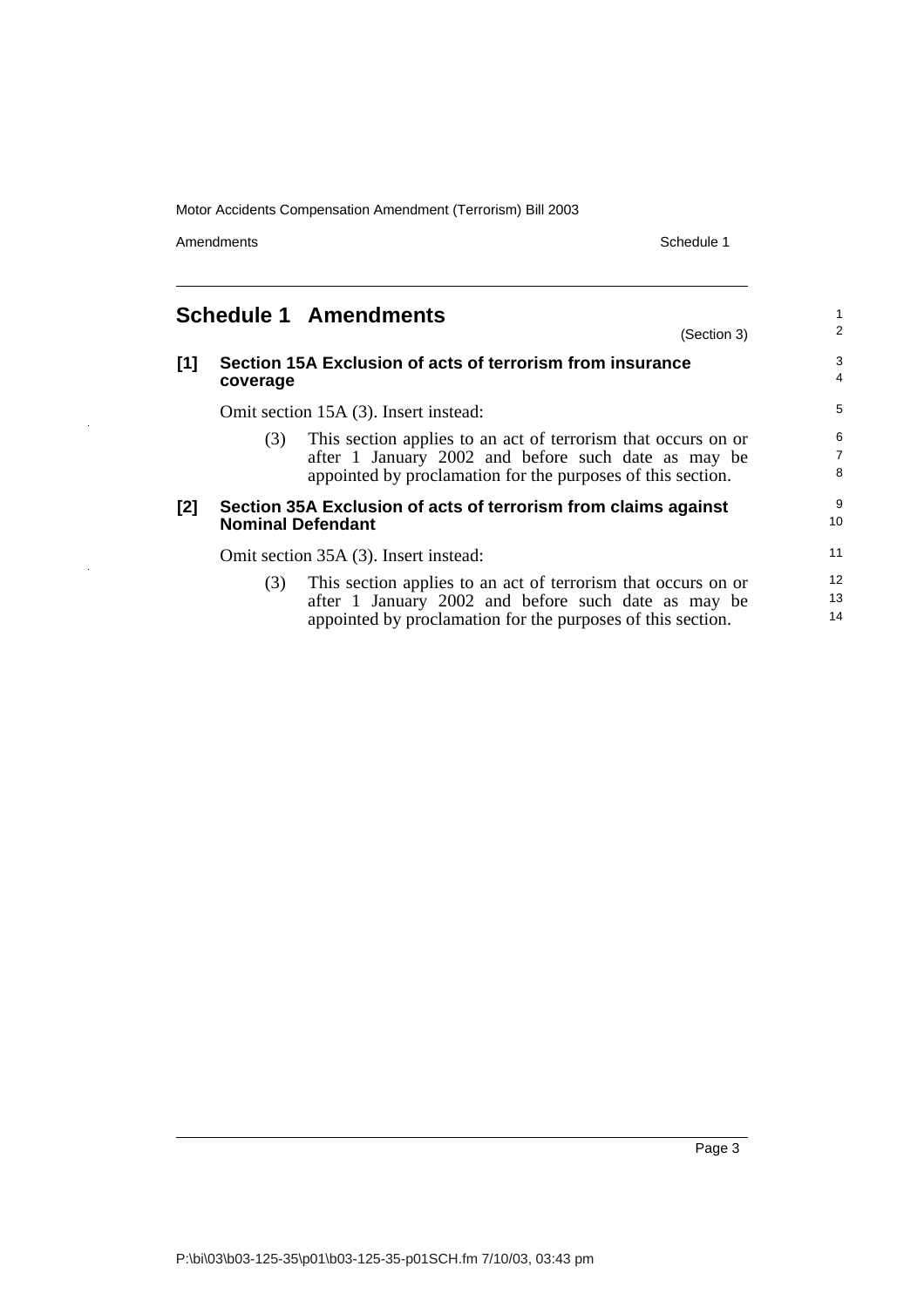## Schedule 1 Amendments

(Section 3)

**[1] Section 15A Exclusion of acts of terrorism from insurance coverage**

Omit section 15A (3). Insert instead:

(3) This section applies to an act of terrorism that occurs on or after 1 January 2002 and before such date as may be appointed by proclamation for the purposes of this section.

**[2] Section 35A Exclusion of acts of terrorism from claims against Nominal Defendant**

Omit section 35A (3). Insert instead:

(3) This section applies to an act of terrorism that occurs on or after 1 January 2002 and before such date as may be appointed by proclamation for the purposes of this section.